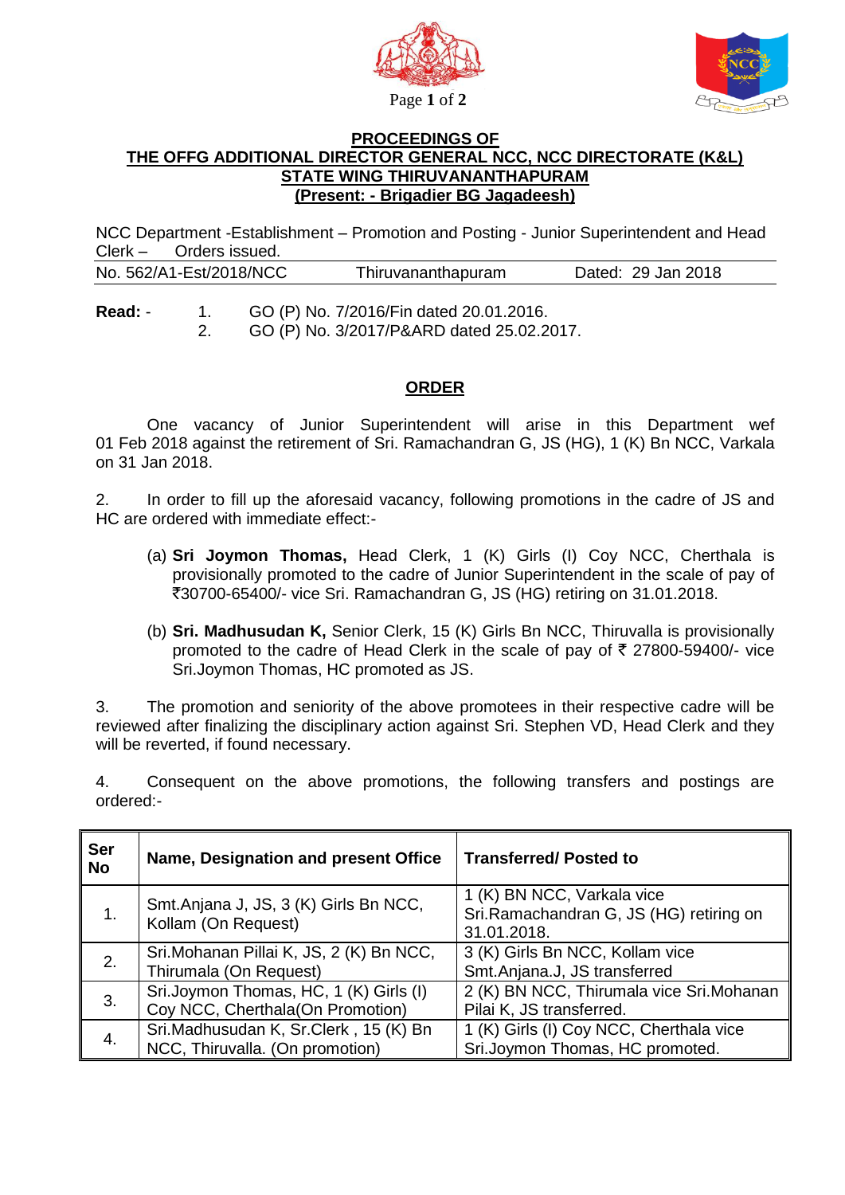## PROCEEDINGS OF
## THE OFFG ADDITIONAL DIRECTOR GENERAL NCC, NCC DIRECTORATE (K&L) STATE WING THIRUVANANTHAPURAM
## (Present: - Brigadier BG Jagadeesh)

NCC Department -Establishment – Promotion and Posting - Junior Superintendent and Head Clerk – Orders issued.

No. 562/A1-Est/2018/NCC     Thiruvananthapuram     Dated: 29 Jan 2018

**Read:** - 1. GO (P) No. 7/2016/Fin dated 20.01.2016.
2. GO (P) No. 3/2017/P&ARD dated 25.02.2017.

### ORDER

One vacancy of Junior Superintendent will arise in this Department wef 01 Feb 2018 against the retirement of Sri. Ramachandran G, JS (HG), 1 (K) Bn NCC, Varkala on 31 Jan 2018.

2. In order to fill up the aforesaid vacancy, following promotions in the cadre of JS and HC are ordered with immediate effect:-

(a) **Sri Joymon Thomas,** Head Clerk, 1 (K) Girls (I) Coy NCC, Cherthala is provisionally promoted to the cadre of Junior Superintendent in the scale of pay of ₹30700-65400/- vice Sri. Ramachandran G, JS (HG) retiring on 31.01.2018.

(b) **Sri. Madhusudan K,** Senior Clerk, 15 (K) Girls Bn NCC, Thiruvalla is provisionally promoted to the cadre of Head Clerk in the scale of pay of ₹ 27800-59400/- vice Sri.Joymon Thomas, HC promoted as JS.

3. The promotion and seniority of the above promotees in their respective cadre will be reviewed after finalizing the disciplinary action against Sri. Stephen VD, Head Clerk and they will be reverted, if found necessary.

4. Consequent on the above promotions, the following transfers and postings are ordered:-

| Ser No | Name, Designation and present Office | Transferred/ Posted to |
|---|---|---|
| 1. | Smt.Anjana J, JS, 3 (K) Girls Bn NCC, Kollam (On Request) | 1 (K) BN NCC, Varkala vice Sri.Ramachandran G, JS (HG) retiring on 31.01.2018. |
| 2. | Sri.Mohanan Pillai K, JS, 2 (K) Bn NCC, Thirumala (On Request) | 3 (K) Girls Bn NCC, Kollam vice Smt.Anjana.J, JS transferred |
| 3. | Sri.Joymon Thomas, HC, 1 (K) Girls (I) Coy NCC, Cherthala(On Promotion) | 2 (K) BN NCC, Thirumala vice Sri.Mohanan Pilai K, JS transferred. |
| 4. | Sri.Madhusudan K, Sr.Clerk , 15 (K) Bn NCC, Thiruvalla. (On promotion) | 1 (K) Girls (I) Coy NCC, Cherthala vice Sri.Joymon Thomas, HC promoted. |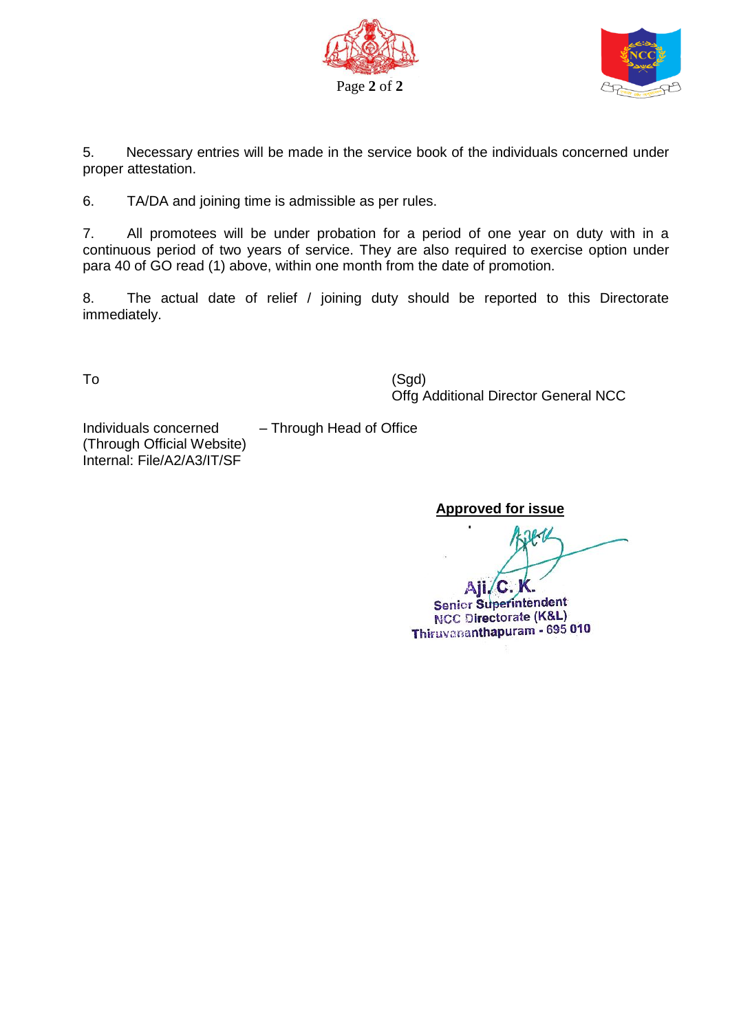5. Necessary entries will be made in the service book of the individuals concerned under proper attestation.

6. TA/DA and joining time is admissible as per rules.

7. All promotees will be under probation for a period of one year on duty with in a continuous period of two years of service. They are also required to exercise option under para 40 of GO read (1) above, within one month from the date of promotion.

8. The actual date of relief / joining duty should be reported to this Directorate immediately.

To

(Sgd)
Offg Additional Director General NCC

Individuals concerned – Through Head of Office
(Through Official Website)
Internal: File/A2/A3/IT/SF

**Approved for issue**

Aji. C. K.
Senior Superintendent
NCC Directorate (K&L)
Thiruvananthapuram - 695 010